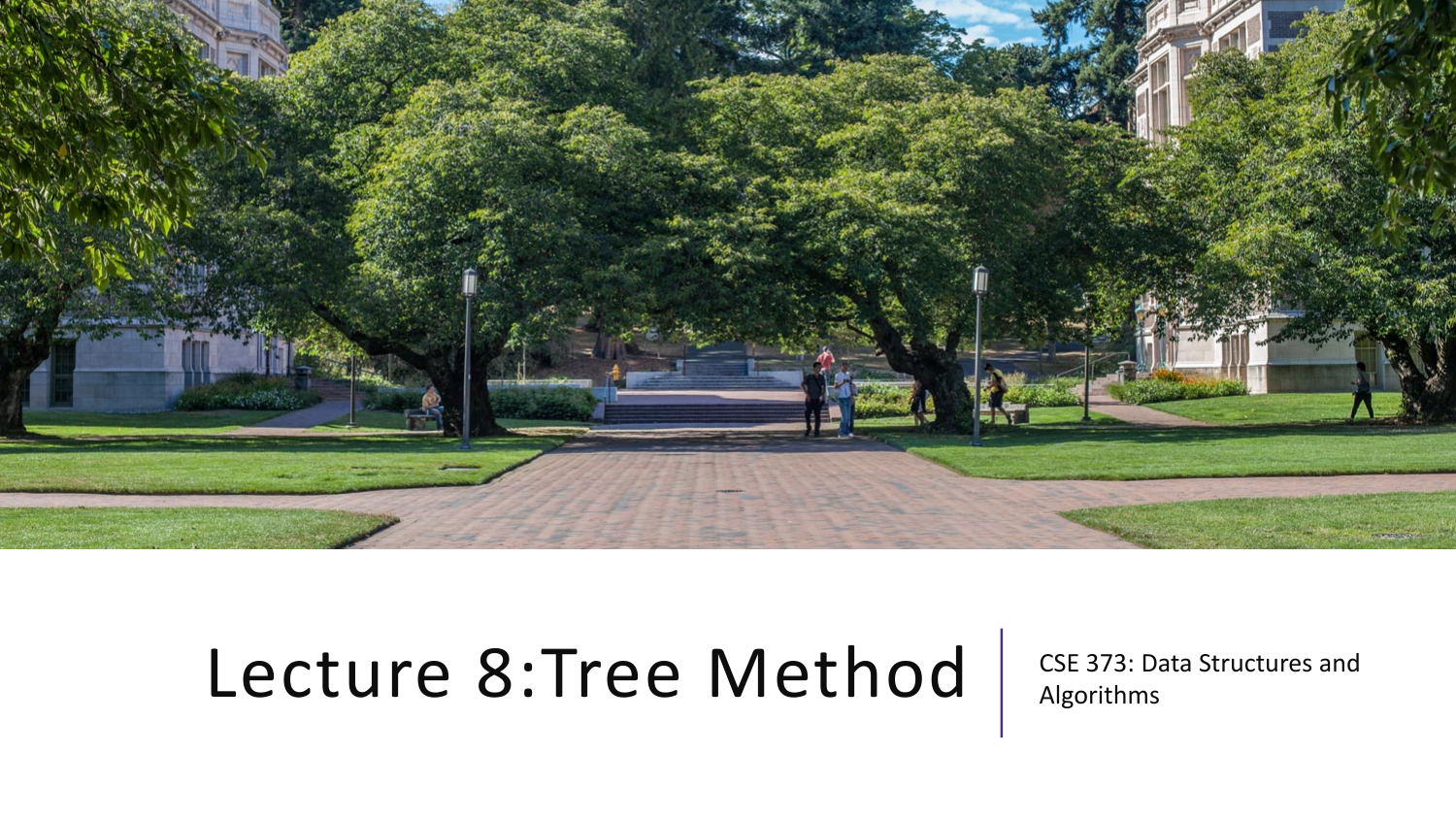# Lecture 8:Tree Method

CSE 373: Data Structures and Algorithms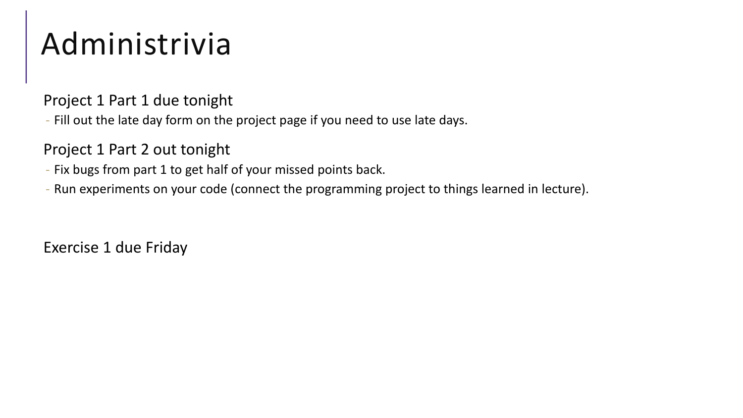# Administrivia

Project 1 Part 1 due tonight

- Fill out the late day form on the project page if you need to use late days.

Project 1 Part 2 out tonight

- Fix bugs from part 1 to get half of your missed points back.
- Run experiments on your code (connect the programming project to things learned in lecture).

Exercise 1 due Friday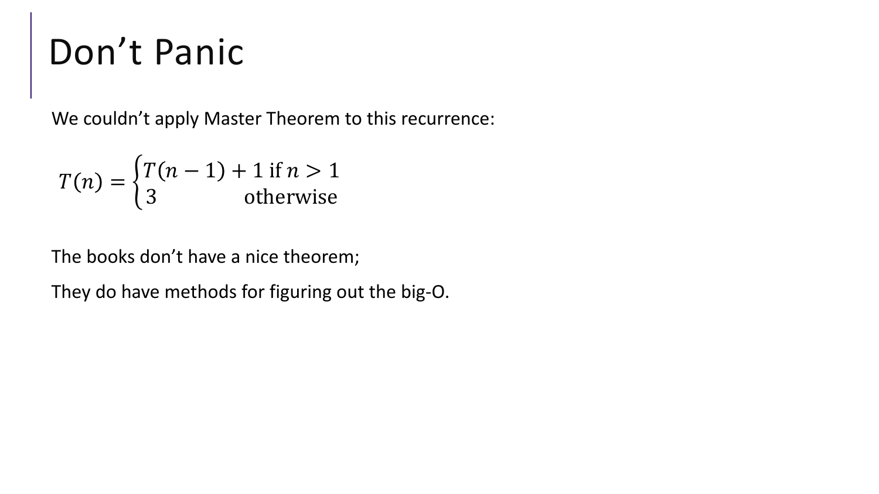# Don’t Panic

We couldn’t apply Master Theorem to this recurrence:

$$T(n) = \begin{cases} T(n-1) + 1 & \text{if } n > 1 \\ 3 & \text{otherwise} \end{cases}$$

The books don’t have a nice theorem;

They do have methods for figuring out the big-O.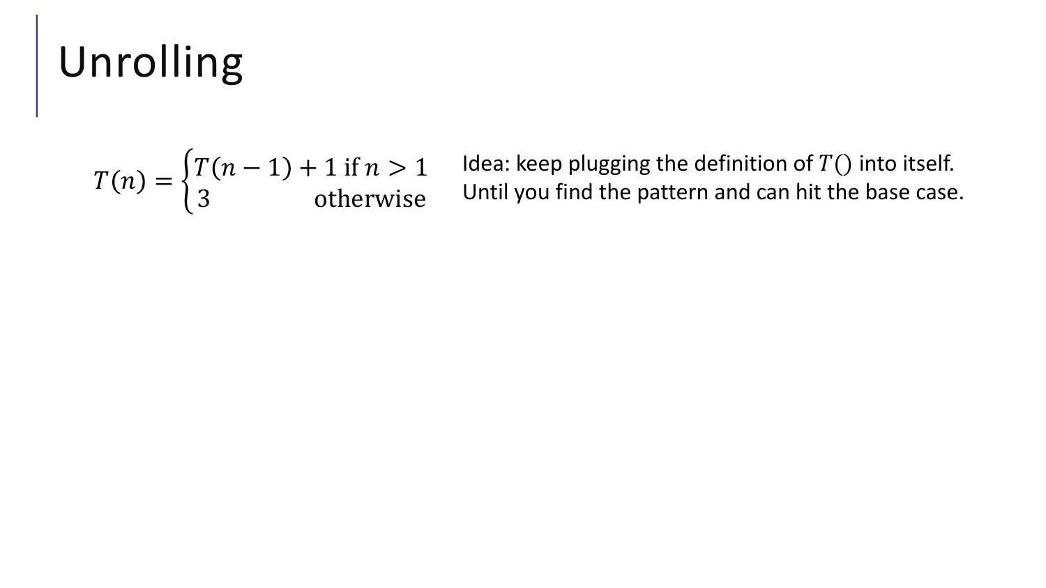# Unrolling

$$T(n) = \begin{cases} T(n-1) + 1 \text{ if } n > 1 \\ 3 \qquad\qquad\quad \text{otherwise} \end{cases}$$

Idea: keep plugging the definition of $T()$ into itself.
Until you find the pattern and can hit the base case.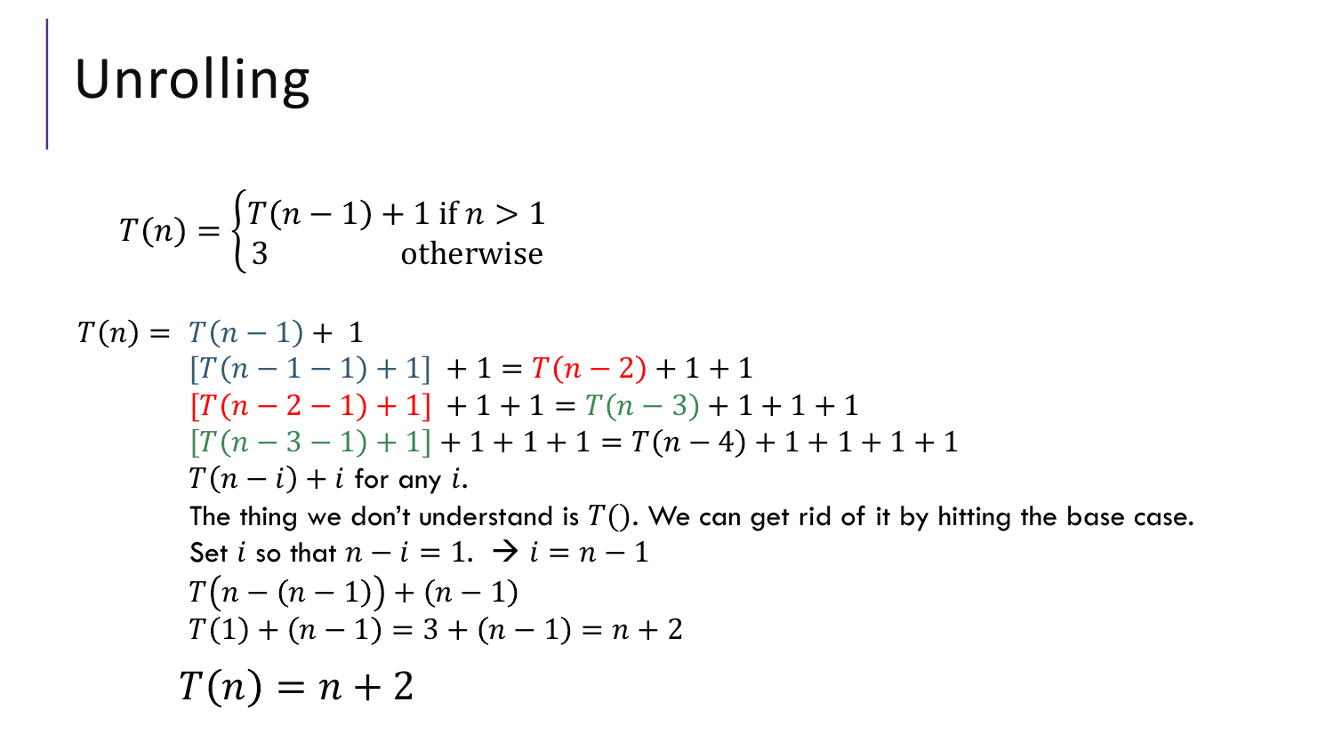# Unrolling

$$T(n) = \begin{cases} T(n-1) + 1 \text{ if } n > 1 \\ 3 \quad\quad\quad\quad \text{otherwise} \end{cases}$$

$T(n) = T(n-1) + 1$

$[T(n-1-1) + 1] + 1 = T(n-2) + 1 + 1$

$[T(n-2-1) + 1] + 1 + 1 = T(n-3) + 1 + 1 + 1$

$[T(n-3-1) + 1] + 1 + 1 + 1 = T(n-4) + 1 + 1 + 1 + 1$

$T(n-i) + i$ for any $i$.

The thing we don't understand is $T()$. We can get rid of it by hitting the base case.

Set $i$ so that $n - i = 1$. → $i = n - 1$

$T\big(n - (n-1)\big) + (n-1)$

$T(1) + (n-1) = 3 + (n-1) = n + 2$

$$T(n) = n + 2$$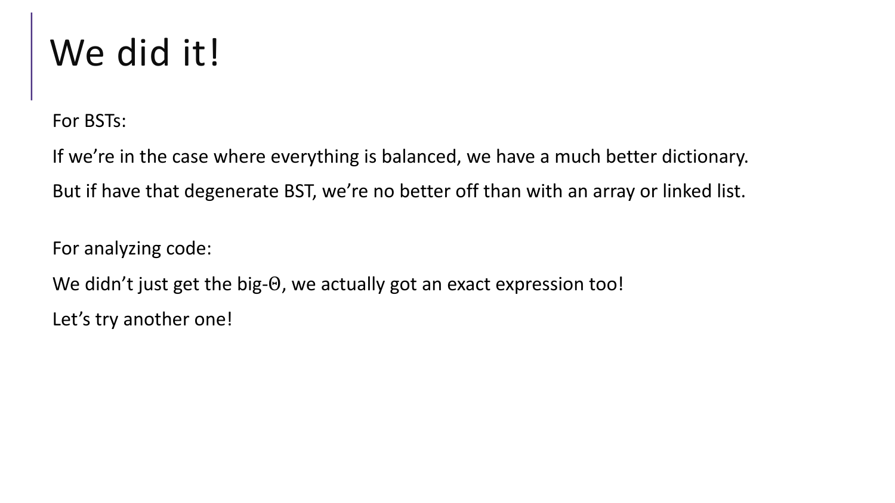# We did it!

For BSTs:

If we're in the case where everything is balanced, we have a much better dictionary.

But if have that degenerate BST, we're no better off than with an array or linked list.

For analyzing code:

We didn't just get the big-$\Theta$, we actually got an exact expression too!

Let's try another one!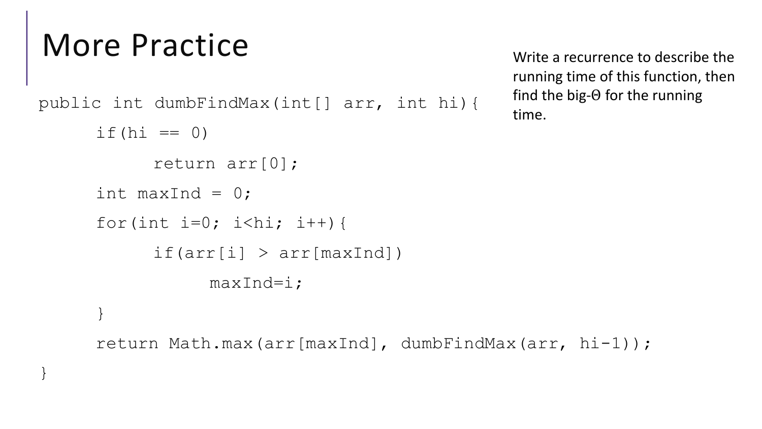# More Practice

Write a recurrence to describe the running time of this function, then find the big-$\Theta$ for the running time.

```
public int dumbFindMax(int[] arr, int hi){
     if(hi == 0)
          return arr[0];
     int maxInd = 0;
     for(int i=0; i<hi; i++){
          if(arr[i] > arr[maxInd])
               maxInd=i;
     }
     return Math.max(arr[maxInd], dumbFindMax(arr, hi-1));
}
```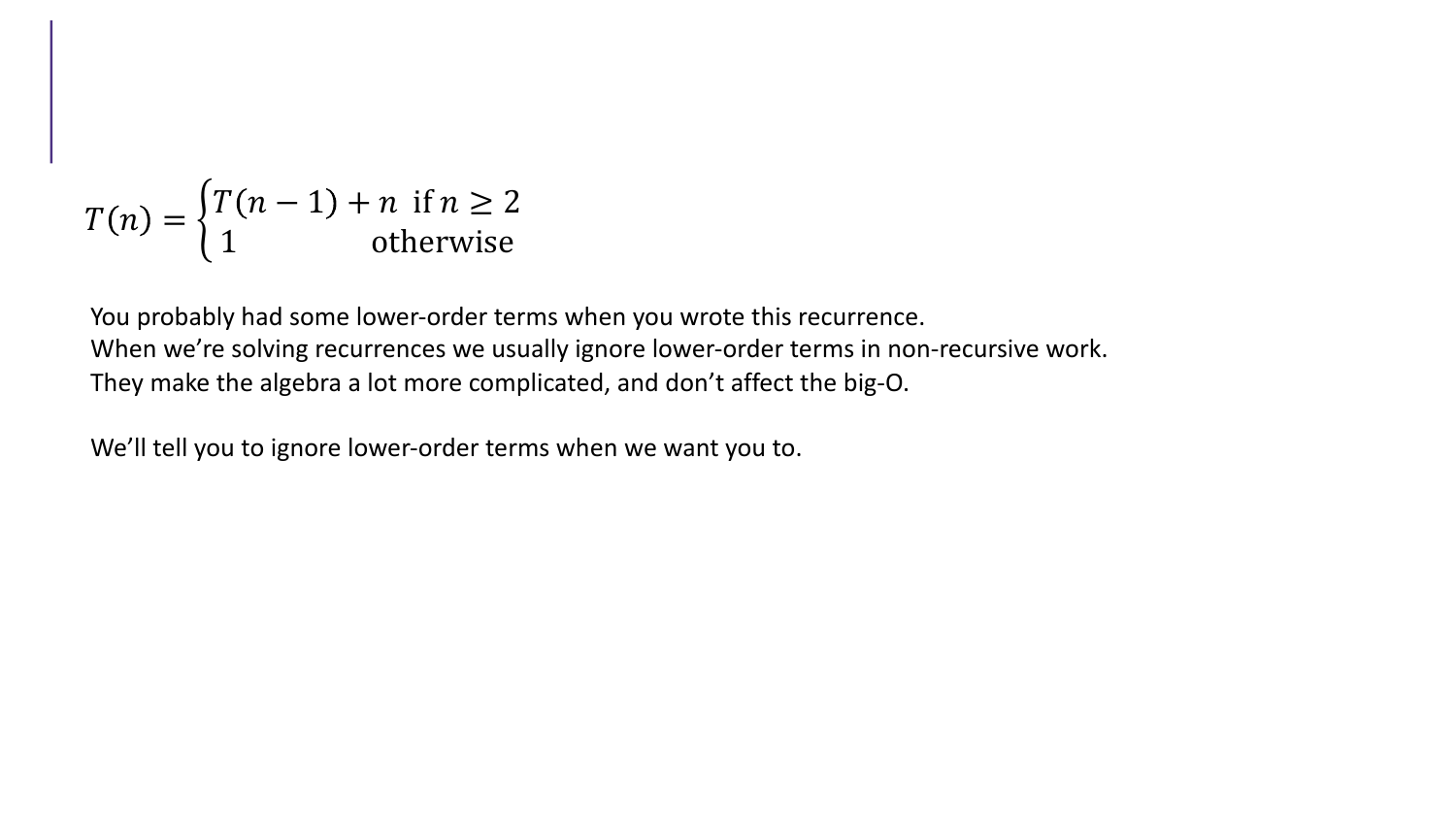$$T(n) = \begin{cases} T(n-1) + n & \text{if } n \geq 2 \\ 1 & \text{otherwise} \end{cases}$$

You probably had some lower-order terms when you wrote this recurrence.
When we're solving recurrences we usually ignore lower-order terms in non-recursive work.
They make the algebra a lot more complicated, and don't affect the big-O.

We'll tell you to ignore lower-order terms when we want you to.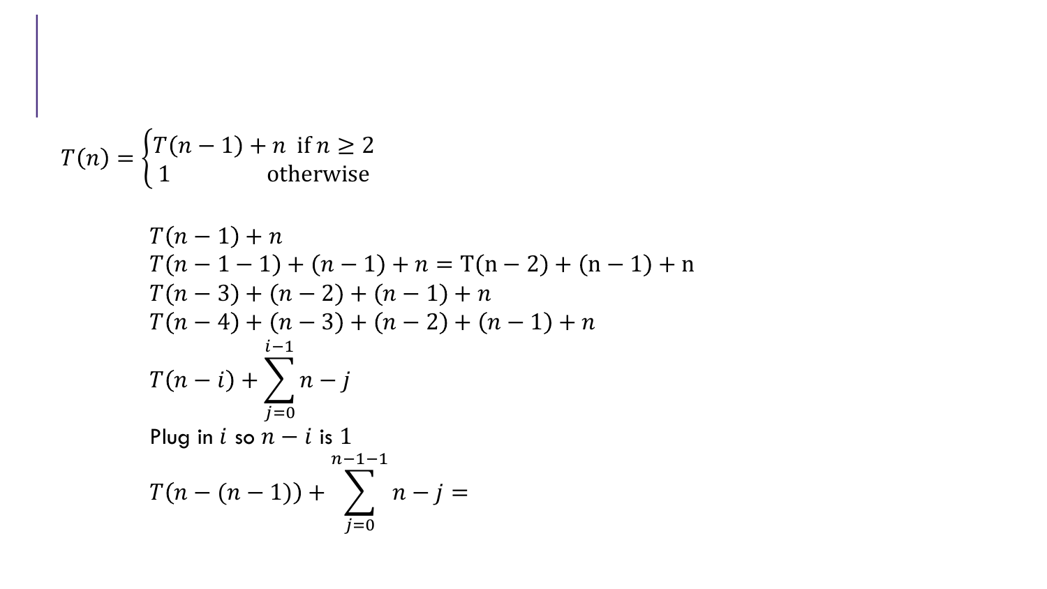$$T(n) = \begin{cases} T(n-1) + n & \text{if } n \geq 2 \\ 1 & \text{otherwise} \end{cases}$$

$T(n-1) + n$

$T(n-1-1) + (n-1) + n = \mathrm{T(n-2) + (n-1) + n}$

$T(n-3) + (n-2) + (n-1) + n$

$T(n-4) + (n-3) + (n-2) + (n-1) + n$

$$T(n-i) + \sum_{j=0}^{i-1} n - j$$

Plug in $i$ so $n - i$ is $1$

$$T(n-(n-1)) + \sum_{j=0}^{n-1-1} n - j =$$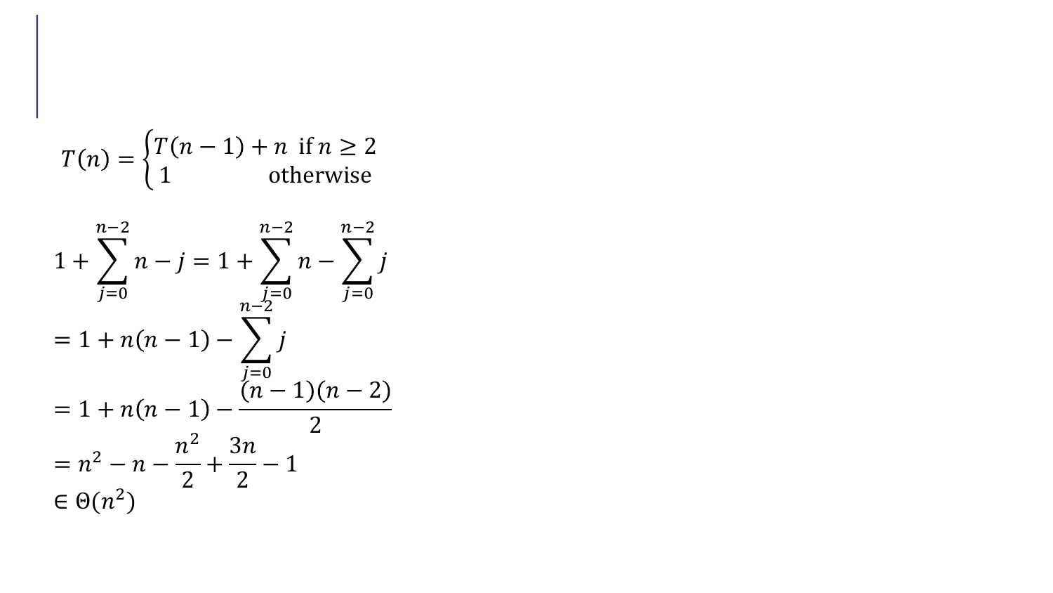$$T(n) = \begin{cases} T(n-1) + n & \text{if } n \geq 2 \\ 1 & \text{otherwise} \end{cases}$$

$$1 + \sum_{j=0}^{n-2} n - j = 1 + \sum_{j=0}^{n-2} n - \sum_{j=0}^{n-2} j$$

$$= 1 + n(n-1) - \sum_{j=0}^{n-2} j$$

$$= 1 + n(n-1) - \frac{(n-1)(n-2)}{2}$$

$$= n^2 - n - \frac{n^2}{2} + \frac{3n}{2} - 1$$

$$\in \Theta(n^2)$$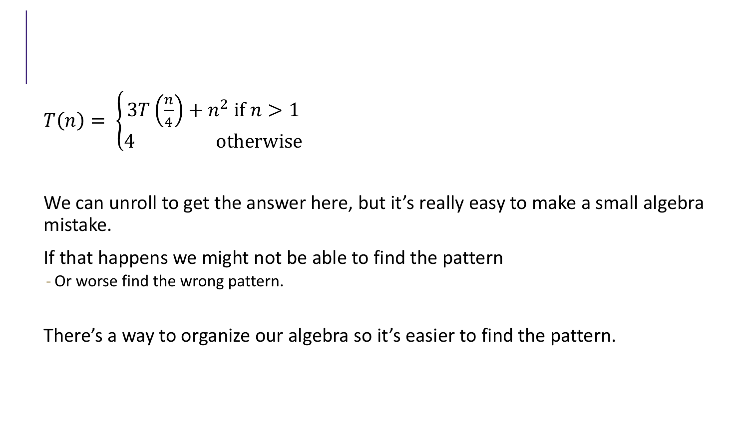$$T(n) = \begin{cases} 3T\left(\frac{n}{4}\right) + n^2 \text{ if } n > 1 \\ 4 \qquad\qquad\quad \text{otherwise} \end{cases}$$

We can unroll to get the answer here, but it's really easy to make a small algebra mistake.

If that happens we might not be able to find the pattern

- Or worse find the wrong pattern.

There's a way to organize our algebra so it's easier to find the pattern.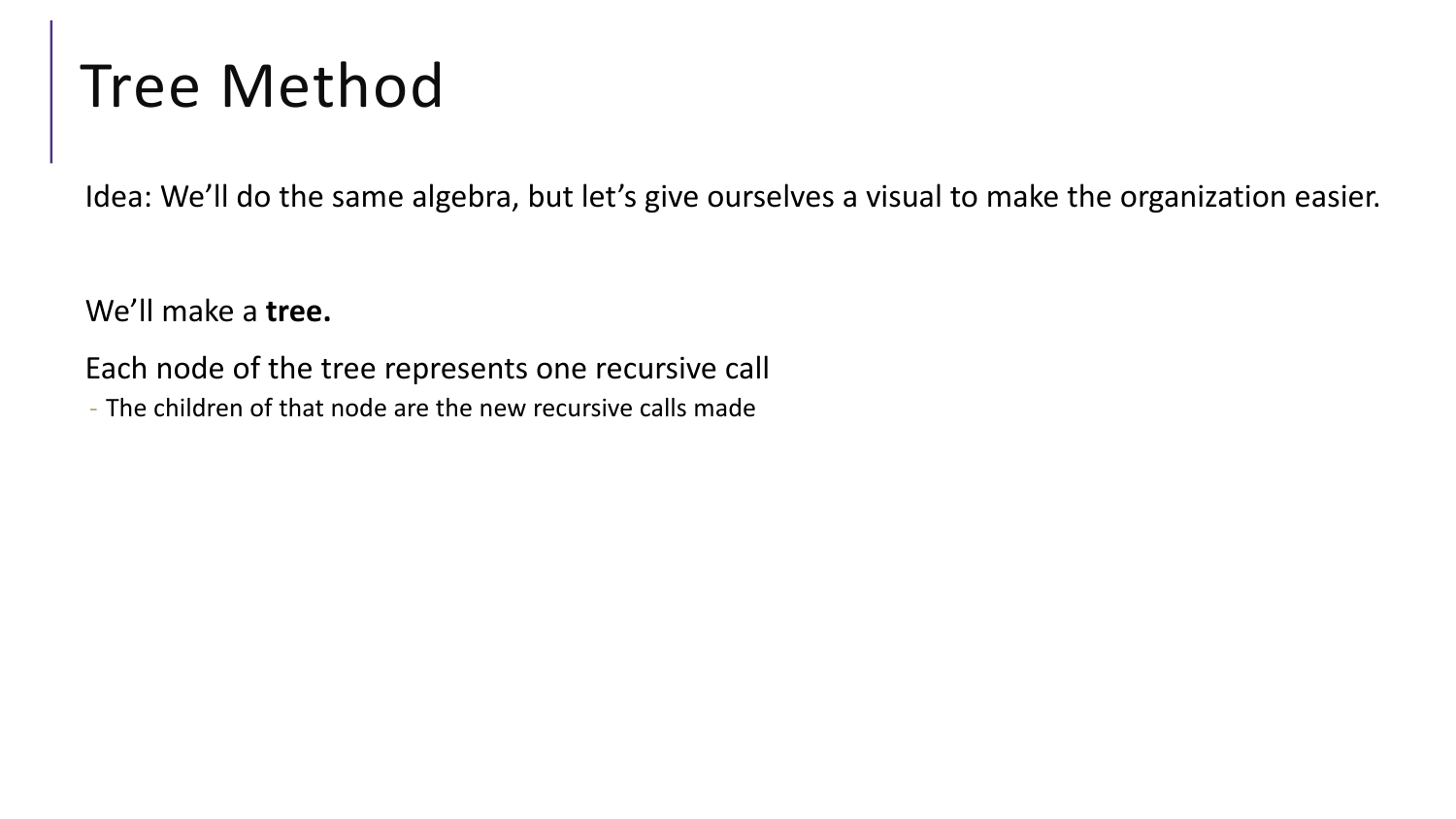# Tree Method

Idea: We'll do the same algebra, but let's give ourselves a visual to make the organization easier.

We'll make a **tree.**

Each node of the tree represents one recursive call

- The children of that node are the new recursive calls made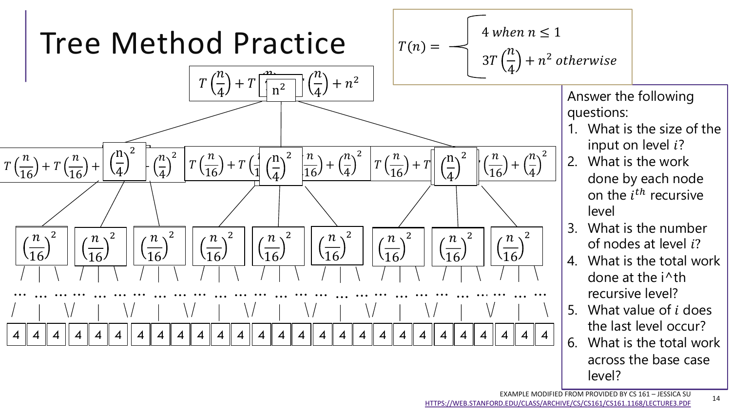# Tree Method Practice

$$T(n) = \begin{cases} 4 \text{ when } n \leq 1 \\ 3T\left(\frac{n}{4}\right) + n^2 \text{ otherwise} \end{cases}$$

$T\left(\frac{n}{4}\right) + T\left(\frac{n}{4}\right) + T\left(\frac{n}{4}\right) + n^2$

$n^2$

$T\left(\frac{n}{16}\right) + T\left(\frac{n}{16}\right) + T\left(\frac{n}{16}\right) + \left(\frac{n}{4}\right)^2$ | $T\left(\frac{n}{16}\right) + T\left(\frac{n}{16}\right) + T\left(\frac{n}{16}\right) + \left(\frac{n}{4}\right)^2$ | $T\left(\frac{n}{16}\right) + T\left(\frac{n}{16}\right) + T\left(\frac{n}{16}\right) + \left(\frac{n}{4}\right)^2$

$\left(\frac{n}{4}\right)^2$ $\left(\frac{n}{4}\right)^2$ $\left(\frac{n}{4}\right)^2$

$\left(\frac{n}{16}\right)^2$ $\left(\frac{n}{16}\right)^2$ $\left(\frac{n}{16}\right)^2$ $\left(\frac{n}{16}\right)^2$ $\left(\frac{n}{16}\right)^2$ $\left(\frac{n}{16}\right)^2$ $\left(\frac{n}{16}\right)^2$ $\left(\frac{n}{16}\right)^2$ $\left(\frac{n}{16}\right)^2$

… … …

4 4 4 4 4 4 4 4 4 4 4 4 4 4 4 4 4 4 4 4 4 4 4 4 4 4 4

Answer the following questions:

1. What is the size of the input on level $i$?
2. What is the work done by each node on the $i^{th}$ recursive level
3. What is the number of nodes at level $i$?
4. What is the total work done at the i^th recursive level?
5. What value of $i$ does the last level occur?
6. What is the total work across the base case level?

EXAMPLE MODIFIED FROM PROVIDED BY CS 161 – JESSICA SU
HTTPS://WEB.STANFORD.EDU/CLASS/ARCHIVE/CS/CS161/CS161.1168/LECTURE3.PDF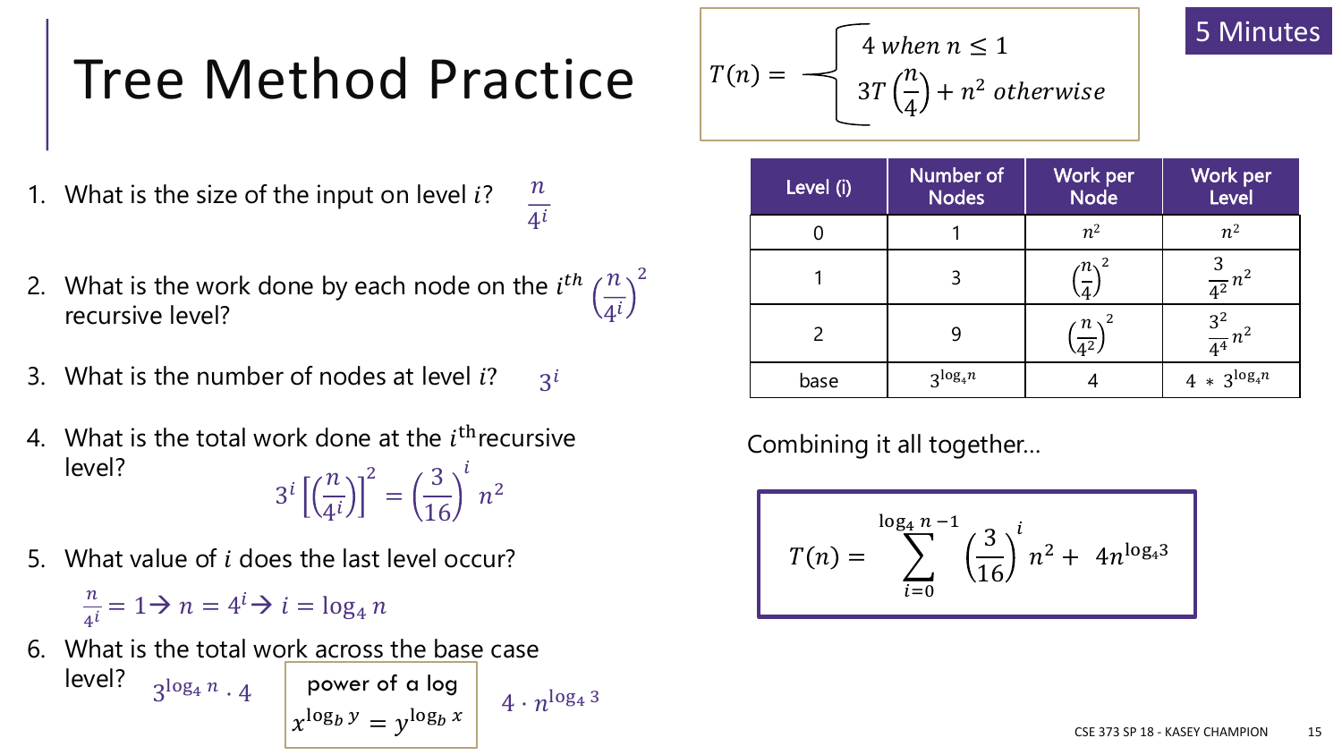# Tree Method Practice

5 Minutes

$$T(n) = \begin{cases} 4 \text{ when } n \leq 1 \\ 3T\left(\frac{n}{4}\right) + n^2 \text{ otherwise} \end{cases}$$

1. What is the size of the input on level $i$? $\frac{n}{4^i}$

2. What is the work done by each node on the $i^{th}$ recursive level? $\left(\frac{n}{4^i}\right)^2$

3. What is the number of nodes at level $i$? $3^i$

4. What is the total work done at the $i^{\text{th}}$ recursive level?

   $$3^i \left[\left(\frac{n}{4^i}\right)\right]^2 = \left(\frac{3}{16}\right)^i n^2$$

5. What value of $i$ does the last level occur?

   $\frac{n}{4^i} = 1 \rightarrow n = 4^i \rightarrow i = \log_4 n$

6. What is the total work across the base case level? $3^{\log_4 n} \cdot 4$

   power of a log: $x^{\log_b y} = y^{\log_b x}$

   $4 \cdot n^{\log_4 3}$

| Level (i) | Number of Nodes | Work per Node | Work per Level |
|---|---|---|---|
| 0 | 1 | $n^2$ | $n^2$ |
| 1 | 3 | $\left(\frac{n}{4}\right)^2$ | $\frac{3}{4^2}n^2$ |
| 2 | 9 | $\left(\frac{n}{4^2}\right)^2$ | $\frac{3^2}{4^4}n^2$ |
| base | $3^{\log_4 n}$ | 4 | $4 * 3^{\log_4 n}$ |

Combining it all together…

$$T(n) = \sum_{i=0}^{\log_4 n - 1} \left(\frac{3}{16}\right)^i n^2 + 4n^{\log_4 3}$$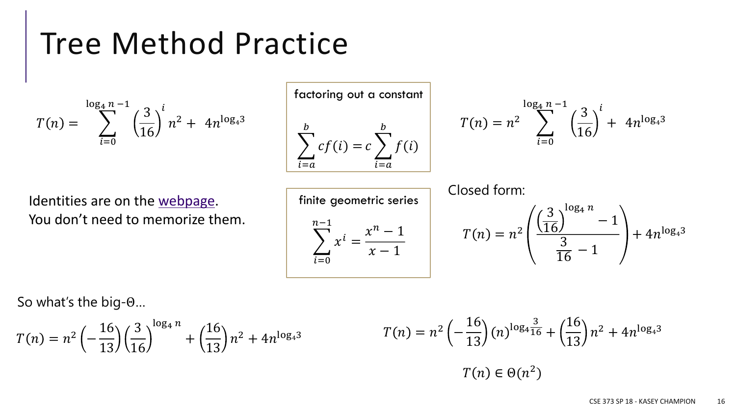# Tree Method Practice

$$T(n) = \sum_{i=0}^{\log_4 n - 1} \left(\frac{3}{16}\right)^i n^2 + 4n^{\log_4 3}$$

**factoring out a constant**

$$\sum_{i=a}^{b} cf(i) = c\sum_{i=a}^{b} f(i)$$

$$T(n) = n^2 \sum_{i=0}^{\log_4 n - 1} \left(\frac{3}{16}\right)^i + 4n^{\log_4 3}$$

Identities are on the [webpage](webpage).
You don't need to memorize them.

**finite geometric series**

$$\sum_{i=0}^{n-1} x^i = \frac{x^n - 1}{x - 1}$$

Closed form:

$$T(n) = n^2 \left( \frac{\left(\frac{3}{16}\right)^{\log_4 n} - 1}{\frac{3}{16} - 1} \right) + 4n^{\log_4 3}$$

So what's the big-Θ…

$$T(n) = n^2 \left(-\frac{16}{13}\right)\left(\frac{3}{16}\right)^{\log_4 n} + \left(\frac{16}{13}\right)n^2 + 4n^{\log_4 3}$$

$$T(n) = n^2 \left(-\frac{16}{13}\right)(n)^{\log_4 \frac{3}{16}} + \left(\frac{16}{13}\right)n^2 + 4n^{\log_4 3}$$

$$T(n) \in \Theta(n^2)$$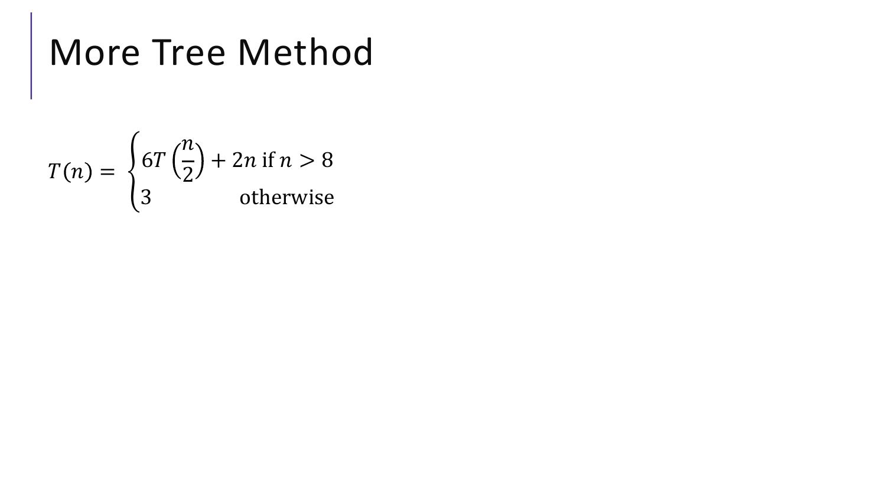# More Tree Method

$$T(n) = \begin{cases} 6T\left(\frac{n}{2}\right) + 2n \text{ if } n > 8 \\ 3 \quad\quad\quad\quad \text{otherwise} \end{cases}$$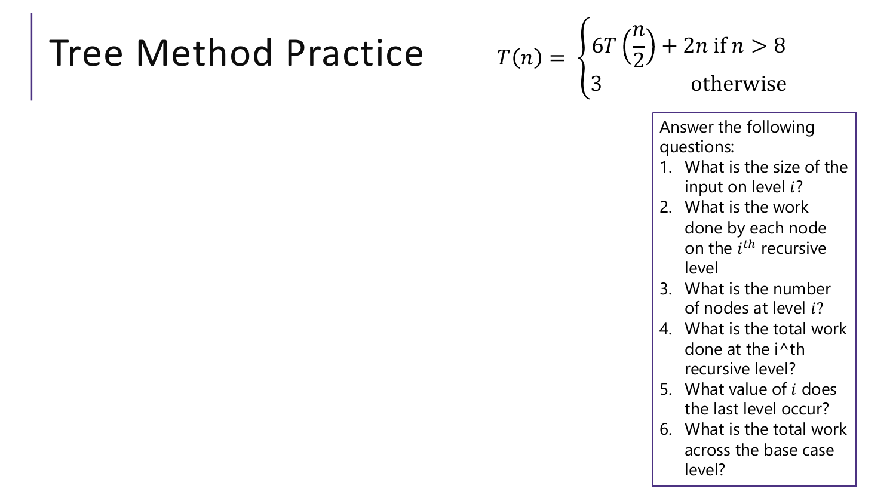# Tree Method Practice

$$T(n) = \begin{cases} 6T\left(\frac{n}{2}\right) + 2n \text{ if } n > 8 \\ 3 \qquad\qquad \text{otherwise} \end{cases}$$

Answer the following questions:

1. What is the size of the input on level $i$?
2. What is the work done by each node on the $i^{th}$ recursive level
3. What is the number of nodes at level $i$?
4. What is the total work done at the i^th recursive level?
5. What value of $i$ does the last level occur?
6. What is the total work across the base case level?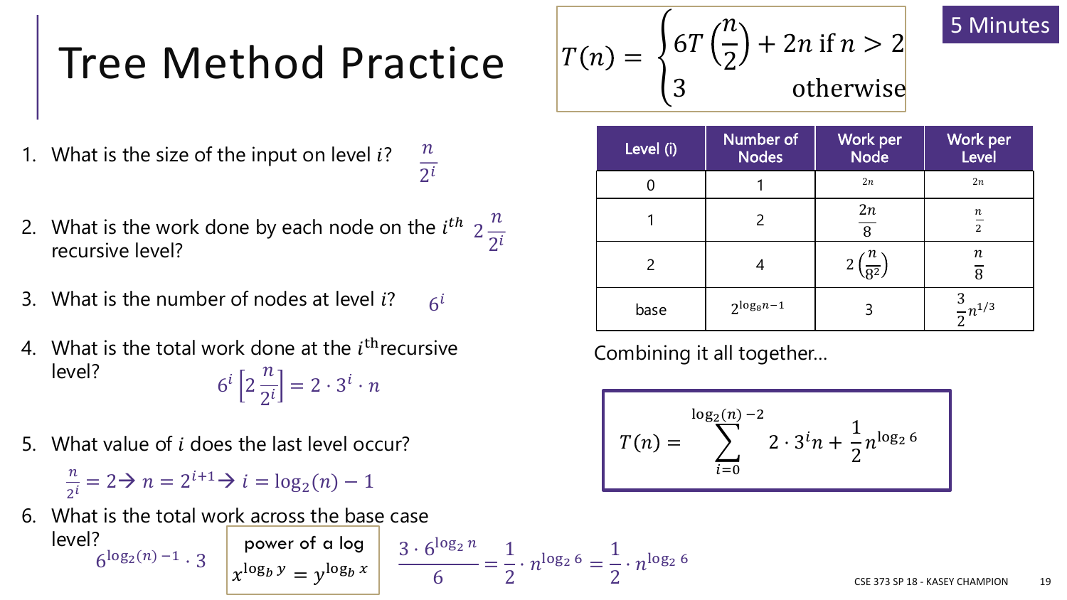# Tree Method Practice

5 Minutes

$$T(n) = \begin{cases} 6T\left(\frac{n}{2}\right) + 2n \text{ if } n > 2 \\ 3 \quad\quad\quad\quad \text{otherwise} \end{cases}$$

1. What is the size of the input on level $i$? $\frac{n}{2^i}$

2. What is the work done by each node on the $i^{th}$ recursive level? $2\frac{n}{2^i}$

3. What is the number of nodes at level $i$? $6^i$

4. What is the total work done at the $i^{\text{th}}$ recursive level? $6^i\left[2\frac{n}{2^i}\right] = 2 \cdot 3^i \cdot n$

5. What value of $i$ does the last level occur?

   $\frac{n}{2^i} = 2 \rightarrow n = 2^{i+1} \rightarrow i = \log_2(n) - 1$

6. What is the total work across the base case level?

   $6^{\log_2(n)-1} \cdot 3$

   power of a log: $x^{\log_b y} = y^{\log_b x}$

   $\frac{3 \cdot 6^{\log_2 n}}{6} = \frac{1}{2} \cdot n^{\log_2 6} = \frac{1}{2} \cdot n^{\log_2 6}$

| Level (i) | Number of Nodes | Work per Node | Work per Level |
|---|---|---|---|
| 0 | 1 | $2n$ | $2n$ |
| 1 | 2 | $\frac{2n}{8}$ | $\frac{n}{2}$ |
| 2 | 4 | $2\left(\frac{n}{8^2}\right)$ | $\frac{n}{8}$ |
| base | $2^{\log_8 n - 1}$ | 3 | $\frac{3}{2}n^{1/3}$ |

Combining it all together…

$$T(n) = \sum_{i=0}^{\log_2(n)-2} 2 \cdot 3^i n + \frac{1}{2}n^{\log_2 6}$$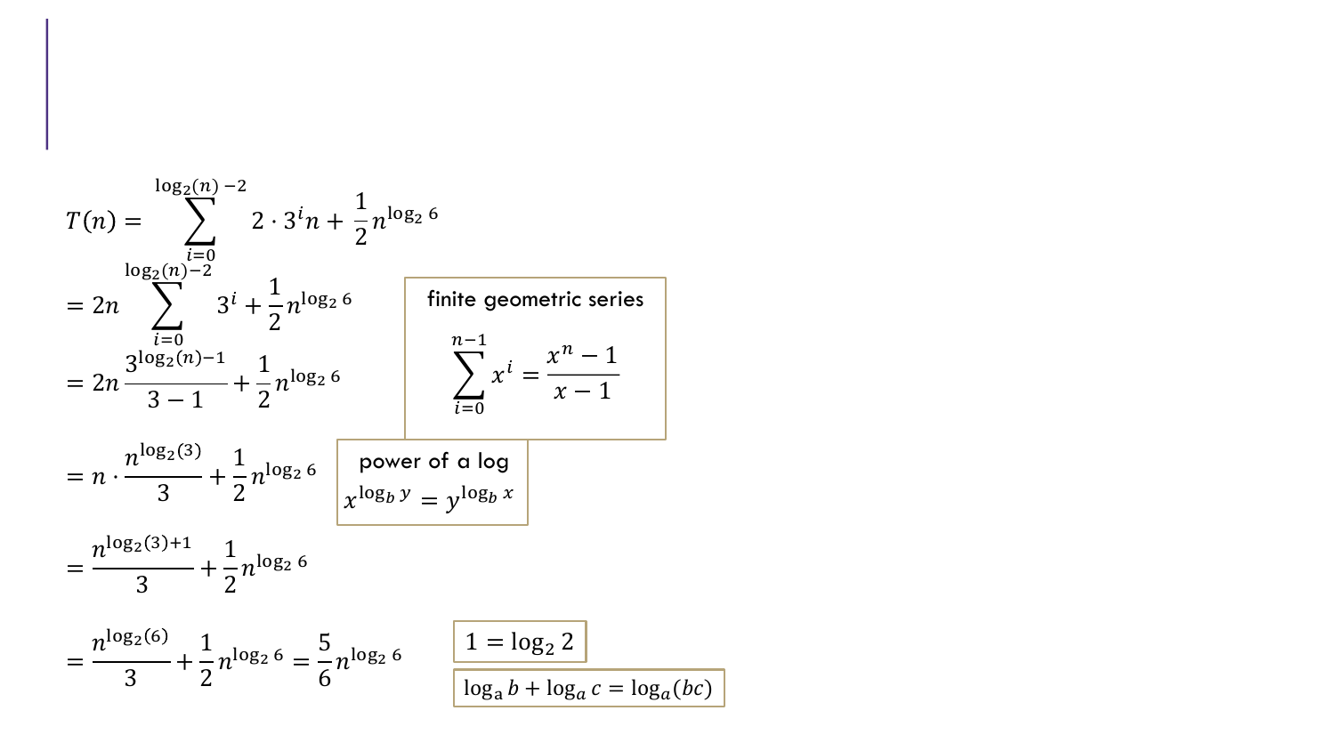$$T(n) = \sum_{i=0}^{\log_2(n)-2} 2 \cdot 3^i n + \frac{1}{2} n^{\log_2 6}$$

$$= 2n \sum_{i=0}^{\log_2(n)-2} 3^i + \frac{1}{2} n^{\log_2 6}$$

$$= 2n \frac{3^{\log_2(n)-1}}{3-1} + \frac{1}{2} n^{\log_2 6}$$

$$= n \cdot \frac{n^{\log_2(3)}}{3} + \frac{1}{2} n^{\log_2 6}$$

$$= \frac{n^{\log_2(3)+1}}{3} + \frac{1}{2} n^{\log_2 6}$$

$$= \frac{n^{\log_2(6)}}{3} + \frac{1}{2} n^{\log_2 6} = \frac{5}{6} n^{\log_2 6}$$

finite geometric series

$$\sum_{i=0}^{n-1} x^i = \frac{x^n - 1}{x - 1}$$

power of a log

$$x^{\log_b y} = y^{\log_b x}$$

$$1 = \log_2 2$$

$$\log_a b + \log_a c = \log_a(bc)$$